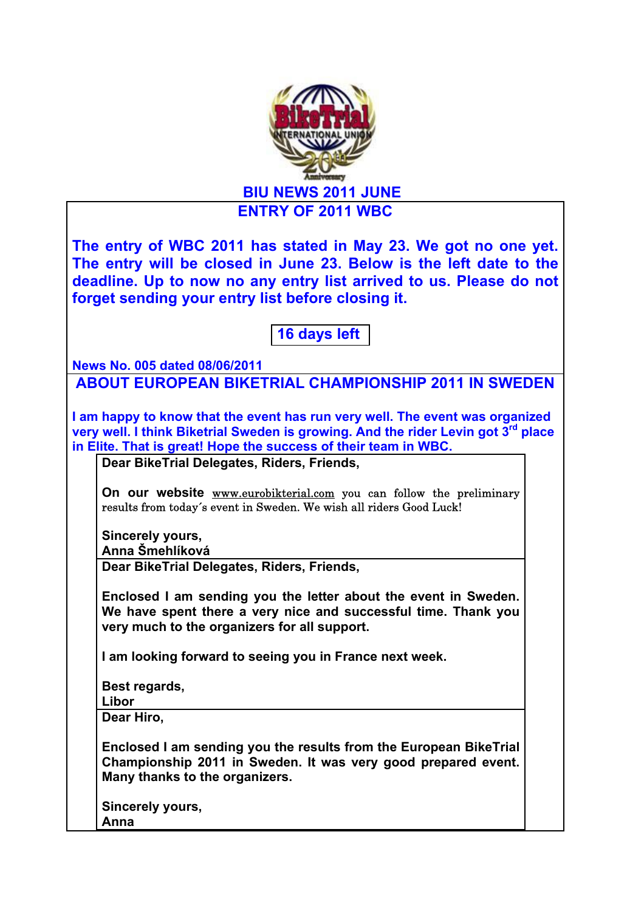# BIU NEWS 2011 JUNE

## ENTRY OF 2011 WBC

**The entry of WBC 2011 has stated in May 23. We got no one yet. The entry will be closed in June 23. Below is the left date to the deadline. Up to now no any entry list arrived to us. Please do not forget sending your entry list before closing it.**

**16 days left**

**News No. 005 dated 08/06/2011**

## ABOUT EUROPEAN BIKETRIAL CHAMPIONSHIP 2011 IN SWEDEN

**I am happy to know that the event has run very well. The event was organized very well. I think Biketrial Sweden is growing. And the rider Levin got 3rd place in Elite. That is great! Hope the success of their team in WBC.**

**Dear BikeTrial Delegates, Riders, Friends,**

**On our website** www.eurobikterial.com you can follow the preliminary results from today´s event in Sweden. We wish all riders Good Luck!

**Sincerely yours,**
**Anna Šmehlíková**

**Dear BikeTrial Delegates, Riders, Friends,**

**Enclosed I am sending you the letter about the event in Sweden. We have spent there a very nice and successful time. Thank you very much to the organizers for all support.**

**I am looking forward to seeing you in France next week.**

**Best regards,**
**Libor**

**Dear Hiro,**

**Enclosed I am sending you the results from the European BikeTrial Championship 2011 in Sweden. It was very good prepared event. Many thanks to the organizers.**

**Sincerely yours,**
**Anna**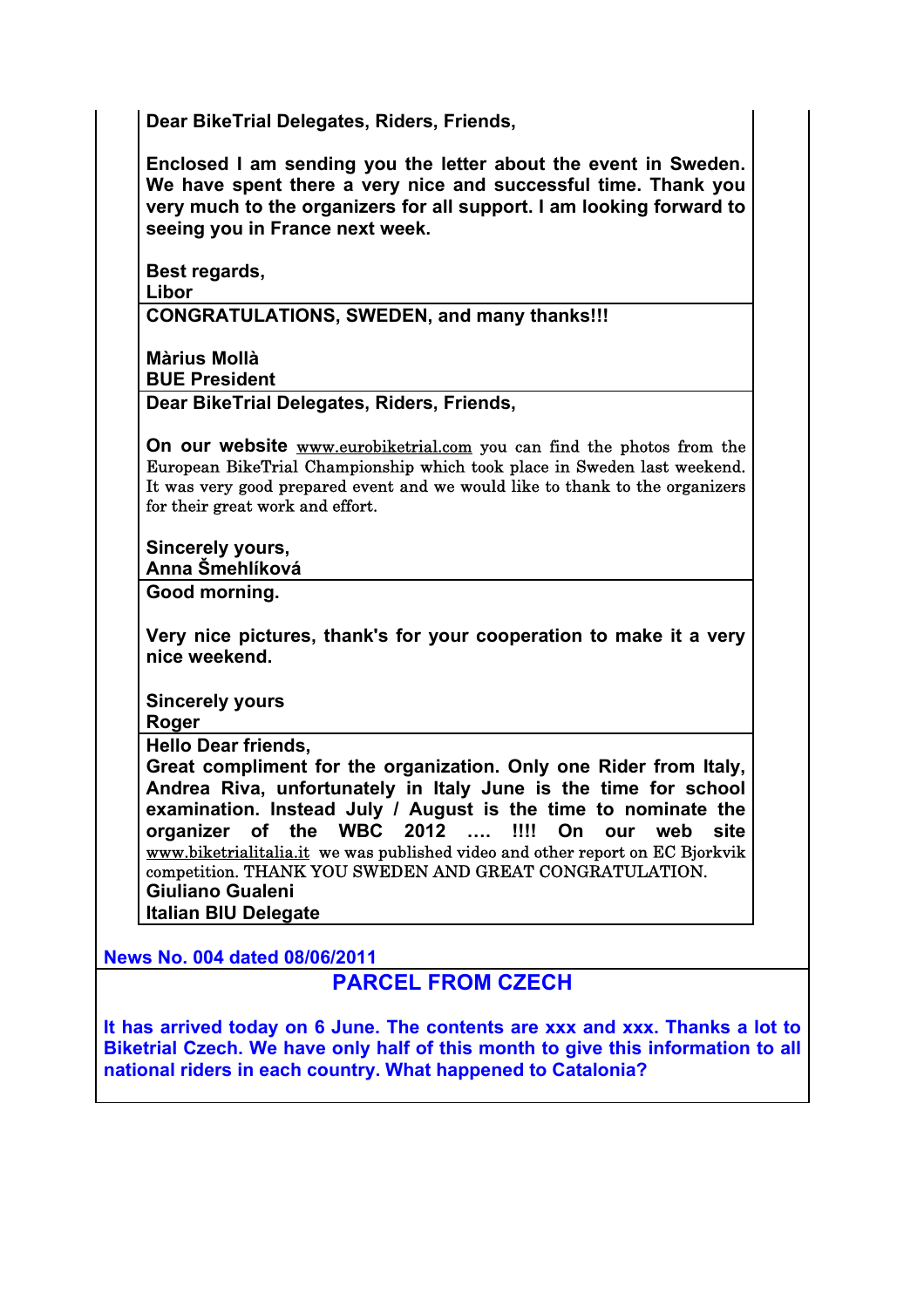**Dear BikeTrial Delegates, Riders, Friends,**

**Enclosed I am sending you the letter about the event in Sweden. We have spent there a very nice and successful time. Thank you very much to the organizers for all support. I am looking forward to seeing you in France next week.**

**Best regards,**
**Libor**

---

**CONGRATULATIONS, SWEDEN, and many thanks!!!**

**Màrius Mollà**
**BUE President**

---

**Dear BikeTrial Delegates, Riders, Friends,**

**On our website** www.eurobiketrial.com you can find the photos from the European BikeTrial Championship which took place in Sweden last weekend. It was very good prepared event and we would like to thank to the organizers for their great work and effort.

**Sincerely yours,**
**Anna Šmehlíková**

---

**Good morning.**

**Very nice pictures, thank's for your cooperation to make it a very nice weekend.**

**Sincerely yours**
**Roger**

---

**Hello Dear friends,**
**Great compliment for the organization. Only one Rider from Italy, Andrea Riva, unfortunately in Italy June is the time for school examination. Instead July / August is the time to nominate the organizer of the WBC 2012 …. !!!! On our web site** www.biketrialitalia.it we was published video and other report on EC Bjorkvik competition. THANK YOU SWEDEN AND GREAT CONGRATULATION.
**Giuliano Gualeni**
**Italian BIU Delegate**

---

**News No. 004 dated 08/06/2011**

## PARCEL FROM CZECH

**It has arrived today on 6 June. The contents are xxx and xxx. Thanks a lot to Biketrial Czech. We have only half of this month to give this information to all national riders in each country. What happened to Catalonia?**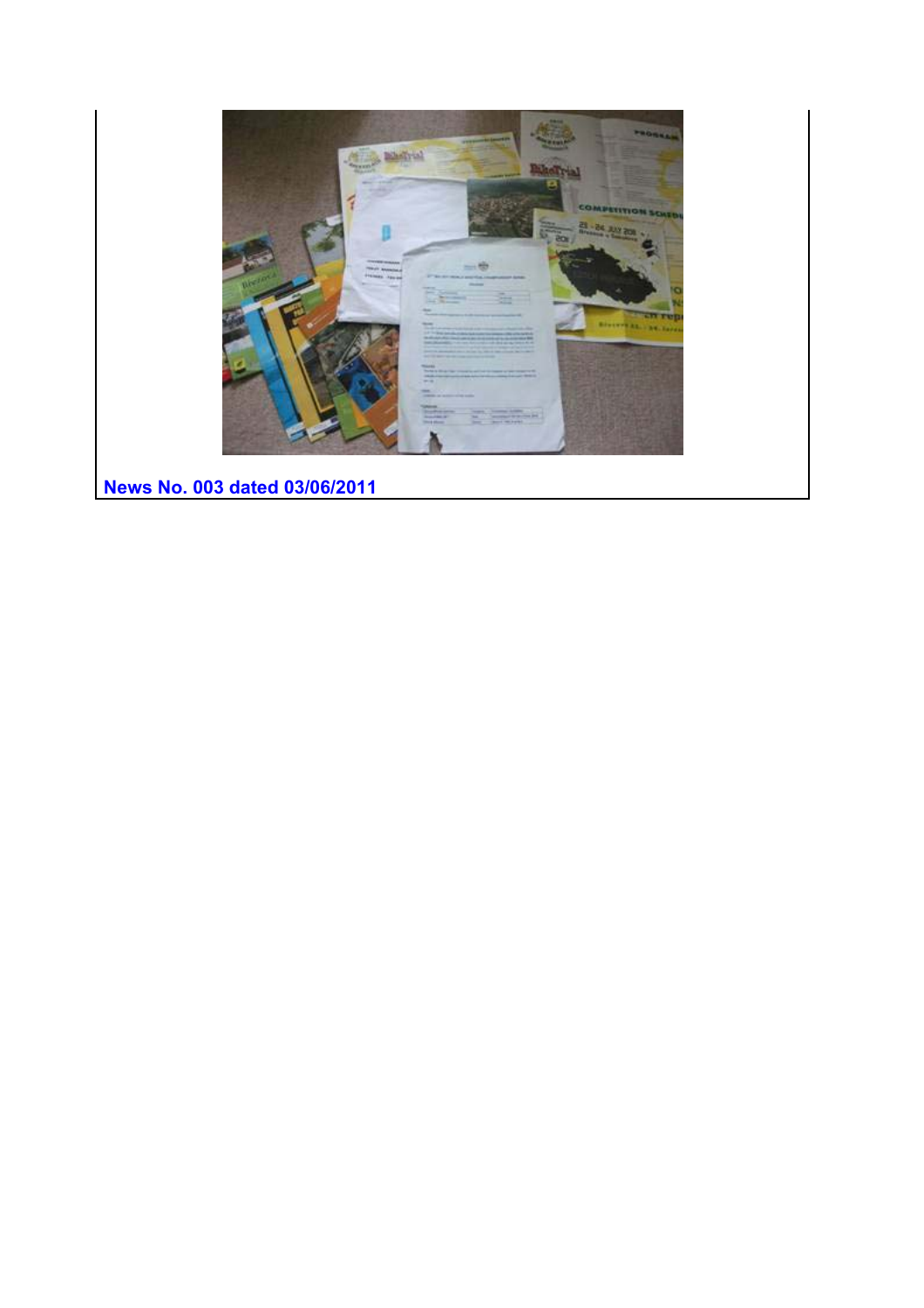**News No. 003 dated 03/06/2011**